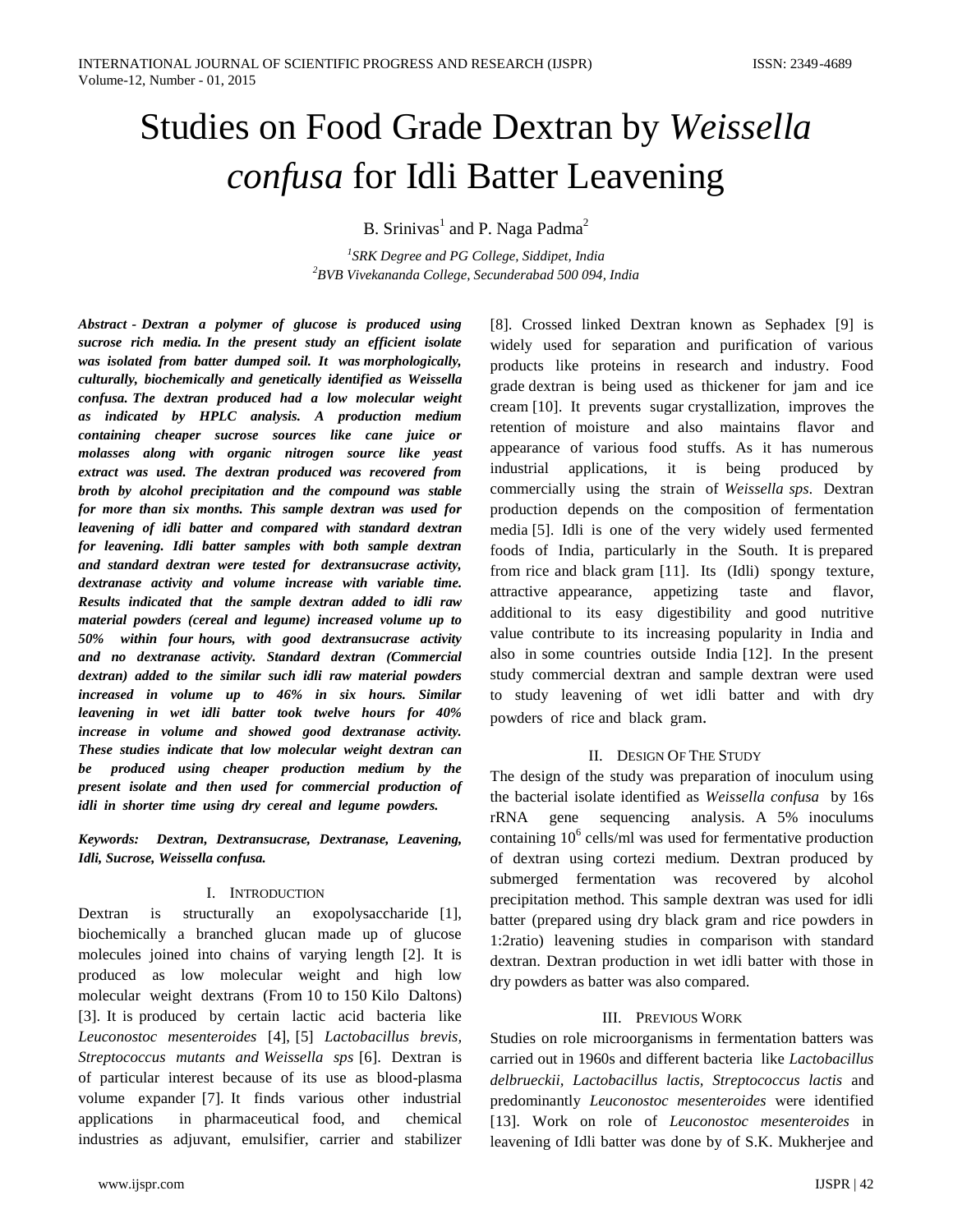# Studies on Food Grade Dextran by *Weissella confusa* for Idli Batter Leavening

B. Srinivas[1] and P. Naga Padma[2]

[1]*SRK Degree and PG College, Siddipet, India*
[2]*BVB Vivekananda College, Secunderabad 500 094, India*

***Abstract* - *Dextran a polymer of glucose is produced using sucrose rich media. In the present study an efficient isolate was isolated from batter dumped soil. It was morphologically, culturally, biochemically and genetically identified as Weissella confusa. The dextran produced had a low molecular weight as indicated by HPLC analysis. A production medium containing cheaper sucrose sources like cane juice or molasses along with organic nitrogen source like yeast extract was used. The dextran produced was recovered from broth by alcohol precipitation and the compound was stable for more than six months. This sample dextran was used for leavening of idli batter and compared with standard dextran for leavening. Idli batter samples with both sample dextran and standard dextran were tested for dextransucrase activity, dextranase activity and volume increase with variable time. Results indicated that the sample dextran added to idli raw material powders (cereal and legume) increased volume up to 50% within four hours, with good dextransucrase activity and no dextranase activity. Standard dextran (Commercial dextran) added to the similar such idli raw material powders increased in volume up to 46% in six hours. Similar leavening in wet idli batter took twelve hours for 40% increase in volume and showed good dextranase activity. These studies indicate that low molecular weight dextran can be produced using cheaper production medium by the present isolate and then used for commercial production of idli in shorter time using dry cereal and legume powders.***

***Keywords:* *Dextran, Dextransucrase, Dextranase, Leavening, Idli, Sucrose, Weissella confusa.***

## I. Introduction

Dextran is structurally an exopolysaccharide [1], biochemically a branched glucan made up of glucose molecules joined into chains of varying length [2]. It is produced as low molecular weight and high low molecular weight dextrans (From 10 to 150 Kilo Daltons) [3]. It is produced by certain lactic acid bacteria like *Leuconostoc mesenteroides* [4], [5] *Lactobacillus brevis, Streptococcus mutants and Weissella sps* [6]. Dextran is of particular interest because of its use as blood-plasma volume expander [7]. It finds various other industrial applications in pharmaceutical food, and chemical industries as adjuvant, emulsifier, carrier and stabilizer [8]. Crossed linked Dextran known as Sephadex [9] is widely used for separation and purification of various products like proteins in research and industry. Food grade dextran is being used as thickener for jam and ice cream [10]. It prevents sugar crystallization, improves the retention of moisture and also maintains flavor and appearance of various food stuffs. As it has numerous industrial applications, it is being produced by commercially using the strain of *Weissella sps*. Dextran production depends on the composition of fermentation media [5]. Idli is one of the very widely used fermented foods of India, particularly in the South. It is prepared from rice and black gram [11]. Its (Idli) spongy texture, attractive appearance, appetizing taste and flavor, additional to its easy digestibility and good nutritive value contribute to its increasing popularity in India and also in some countries outside India [12]. In the present study commercial dextran and sample dextran were used to study leavening of wet idli batter and with dry powders of rice and black gram.

## II. Design Of The Study

The design of the study was preparation of inoculum using the bacterial isolate identified as *Weissella confusa* by 16s rRNA gene sequencing analysis. A 5% inoculums containing $10^6$ cells/ml was used for fermentative production of dextran using cortezi medium. Dextran produced by submerged fermentation was recovered by alcohol precipitation method. This sample dextran was used for idli batter (prepared using dry black gram and rice powders in 1:2ratio) leavening studies in comparison with standard dextran. Dextran production in wet idli batter with those in dry powders as batter was also compared.

## III. Previous Work

Studies on role microorganisms in fermentation batters was carried out in 1960s and different bacteria like *Lactobacillus delbrueckii, Lactobacillus lactis, Streptococcus lactis* and predominantly *Leuconostoc mesenteroides* were identified [13]. Work on role of *Leuconostoc mesenteroides* in leavening of Idli batter was done by of S.K. Mukherjee and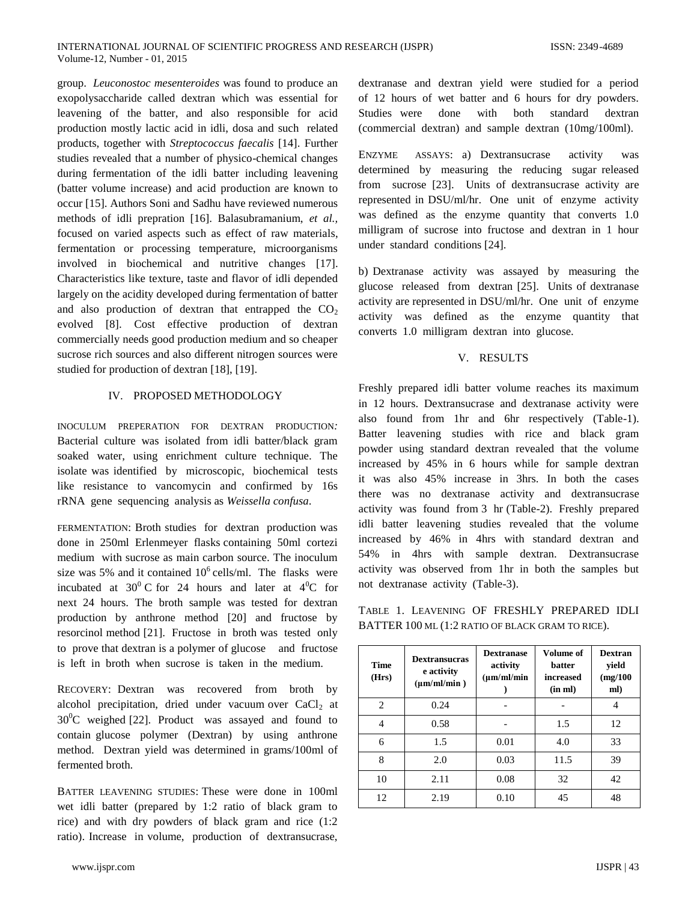group. *Leuconostoc mesenteroides* was found to produce an exopolysaccharide called dextran which was essential for leavening of the batter, and also responsible for acid production mostly lactic acid in idli, dosa and such related products, together with *Streptococcus faecalis* [14]. Further studies revealed that a number of physico-chemical changes during fermentation of the idli batter including leavening (batter volume increase) and acid production are known to occur [15]. Authors Soni and Sadhu have reviewed numerous methods of idli prepration [16]. Balasubramanium, *et al.*, focused on varied aspects such as effect of raw materials, fermentation or processing temperature, microorganisms involved in biochemical and nutritive changes [17]. Characteristics like texture, taste and flavor of idli depended largely on the acidity developed during fermentation of batter and also production of dextran that entrapped the $CO_2$ evolved [8]. Cost effective production of dextran commercially needs good production medium and so cheaper sucrose rich sources and also different nitrogen sources were studied for production of dextran [18], [19].

## IV. PROPOSED METHODOLOGY

INOCULUM PREPERATION FOR DEXTRAN PRODUCTION*:* Bacterial culture was isolated from idli batter/black gram soaked water, using enrichment culture technique. The isolate was identified by microscopic, biochemical tests like resistance to vancomycin and confirmed by 16s rRNA gene sequencing analysis as *Weissella confusa*.

FERMENTATION: Broth studies for dextran production was done in 250ml Erlenmeyer flasks containing 50ml cortezi medium with sucrose as main carbon source. The inoculum size was 5% and it contained $10^6$ cells/ml. The flasks were incubated at $30^0$ C for 24 hours and later at $4^0$C for next 24 hours. The broth sample was tested for dextran production by anthrone method [20] and fructose by resorcinol method [21]. Fructose in broth was tested only to prove that dextran is a polymer of glucose and fructose is left in broth when sucrose is taken in the medium.

RECOVERY: Dextran was recovered from broth by alcohol precipitation, dried under vacuum over $CaCl_2$ at $30^0$C weighed [22]. Product was assayed and found to contain glucose polymer (Dextran) by using anthrone method. Dextran yield was determined in grams/100ml of fermented broth.

BATTER LEAVENING STUDIES: These were done in 100ml wet idli batter (prepared by 1:2 ratio of black gram to rice) and with dry powders of black gram and rice (1:2 ratio). Increase in volume, production of dextransucrase, dextranase and dextran yield were studied for a period of 12 hours of wet batter and 6 hours for dry powders. Studies were done with both standard dextran (commercial dextran) and sample dextran (10mg/100ml).

ENZYME ASSAYS: a) Dextransucrase activity was determined by measuring the reducing sugar released from sucrose [23]. Units of dextransucrase activity are represented in DSU/ml/hr. One unit of enzyme activity was defined as the enzyme quantity that converts 1.0 milligram of sucrose into fructose and dextran in 1 hour under standard conditions [24].

b) Dextranase activity was assayed by measuring the glucose released from dextran [25]. Units of dextranase activity are represented in DSU/ml/hr. One unit of enzyme activity was defined as the enzyme quantity that converts 1.0 milligram dextran into glucose.

## V. RESULTS

Freshly prepared idli batter volume reaches its maximum in 12 hours. Dextransucrase and dextranase activity were also found from 1hr and 6hr respectively (Table-1). Batter leavening studies with rice and black gram powder using standard dextran revealed that the volume increased by 45% in 6 hours while for sample dextran it was also 45% increase in 3hrs. In both the cases there was no dextranase activity and dextransucrase activity was found from 3 hr (Table-2). Freshly prepared idli batter leavening studies revealed that the volume increased by 46% in 4hrs with standard dextran and 54% in 4hrs with sample dextran. Dextransucrase activity was observed from 1hr in both the samples but not dextranase activity (Table-3).

TABLE 1. LEAVENING OF FRESHLY PREPARED IDLI BATTER 100 ML (1:2 RATIO OF BLACK GRAM TO RICE).

| Time (Hrs) | Dextransucrase activity (µm/ml/min ) | Dextranase activity (µm/ml/min ) | Volume of batter increased (in ml) | Dextran yield (mg/100 ml) |
|---|---|---|---|---|
| 2 | 0.24 | - | - | 4 |
| 4 | 0.58 | - | 1.5 | 12 |
| 6 | 1.5 | 0.01 | 4.0 | 33 |
| 8 | 2.0 | 0.03 | 11.5 | 39 |
| 10 | 2.11 | 0.08 | 32 | 42 |
| 12 | 2.19 | 0.10 | 45 | 48 |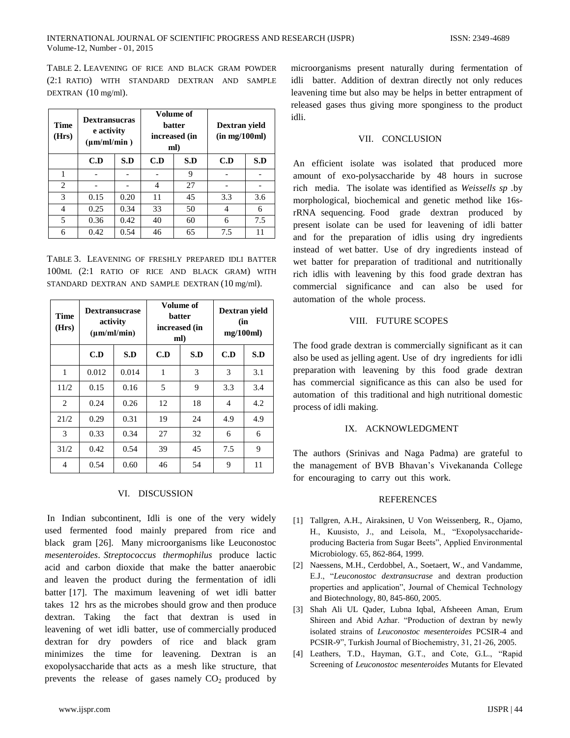TABLE 2. LEAVENING OF RICE AND BLACK GRAM POWDER (2:1 RATIO) WITH STANDARD DEXTRAN AND SAMPLE DEXTRAN (10 mg/ml).

| Time (Hrs) | Dextransucrase activity (µm/ml/min ) | | Volume of batter increased (in ml) | | Dextran yield (in mg/100ml) | |
|---|---|---|---|---|---|---|
| | C.D | S.D | C.D | S.D | C.D | S.D |
| 1 | - | - | - | 9 | - | - |
| 2 | - | - | 4 | 27 | - | - |
| 3 | 0.15 | 0.20 | 11 | 45 | 3.3 | 3.6 |
| 4 | 0.25 | 0.34 | 33 | 50 | 4 | 6 |
| 5 | 0.36 | 0.42 | 40 | 60 | 6 | 7.5 |
| 6 | 0.42 | 0.54 | 46 | 65 | 7.5 | 11 |

TABLE 3. LEAVENING OF FRESHLY PREPARED IDLI BATTER 100ML (2:1 RATIO OF RICE AND BLACK GRAM) WITH STANDARD DEXTRAN AND SAMPLE DEXTRAN (10 mg/ml).

| Time (Hrs) | Dextransucrase activity (µm/ml/min) | | Volume of batter increased (in ml) | | Dextran yield (in mg/100ml) | |
|---|---|---|---|---|---|---|
| | C.D | S.D | C.D | S.D | C.D | S.D |
| 1 | 0.012 | 0.014 | 1 | 3 | 3 | 3.1 |
| 11/2 | 0.15 | 0.16 | 5 | 9 | 3.3 | 3.4 |
| 2 | 0.24 | 0.26 | 12 | 18 | 4 | 4.2 |
| 21/2 | 0.29 | 0.31 | 19 | 24 | 4.9 | 4.9 |
| 3 | 0.33 | 0.34 | 27 | 32 | 6 | 6 |
| 31/2 | 0.42 | 0.54 | 39 | 45 | 7.5 | 9 |
| 4 | 0.54 | 0.60 | 46 | 54 | 9 | 11 |

## VI. DISCUSSION

In Indian subcontinent, Idli is one of the very widely used fermented food mainly prepared from rice and black gram [26]. Many microorganisms like Leuconostoc *mesenteroides*. *Streptococcus thermophilus* produce lactic acid and carbon dioxide that make the batter anaerobic and leaven the product during the fermentation of idli batter [17]. The maximum leavening of wet idli batter takes 12 hrs as the microbes should grow and then produce dextran. Taking the fact that dextran is used in leavening of wet idli batter, use of commercially produced dextran for dry powders of rice and black gram minimizes the time for leavening. Dextran is an exopolysaccharide that acts as a mesh like structure, that prevents the release of gases namely $CO_2$ produced by microorganisms present naturally during fermentation of idli batter. Addition of dextran directly not only reduces leavening time but also may be helps in better entrapment of released gases thus giving more sponginess to the product idli.

## VII. CONCLUSION

An efficient isolate was isolated that produced more amount of exo-polysaccharide by 48 hours in sucrose rich media. The isolate was identified as *Weissells sp* .by morphological, biochemical and genetic method like 16s-rRNA sequencing. Food grade dextran produced by present isolate can be used for leavening of idli batter and for the preparation of idlis using dry ingredients instead of wet batter. Use of dry ingredients instead of wet batter for preparation of traditional and nutritionally rich idlis with leavening by this food grade dextran has commercial significance and can also be used for automation of the whole process.

## VIII. FUTURE SCOPES

The food grade dextran is commercially significant as it can also be used as jelling agent. Use of dry ingredients for idli preparation with leavening by this food grade dextran has commercial significance as this can also be used for automation of this traditional and high nutritional domestic process of idli making.

## IX. ACKNOWLEDGMENT

The authors (Srinivas and Naga Padma) are grateful to the management of BVB Bhavan's Vivekananda College for encouraging to carry out this work.

## REFERENCES

[1] Tallgren, A.H., Airaksinen, U Von Weissenberg, R., Ojamo, H., Kuusisto, J., and Leisola, M., "Exopolysaccharide-producing Bacteria from Sugar Beets", Applied Environmental Microbiology. 65, 862-864, 1999.

[2] Naessens, M.H., Cerdobbel, A., Soetaert, W., and Vandamme, E.J., "*Leuconostoc dextransucrase* and dextran production properties and application", Journal of Chemical Technology and Biotechnology, 80, 845-860, 2005.

[3] Shah Ali UL Qader, Lubna Iqbal, Afsheeen Aman, Erum Shireen and Abid Azhar. "Production of dextran by newly isolated strains of *Leuconostoc mesenteroides* PCSIR-4 and PCSIR-9", Turkish Journal of Biochemistry, 31, 21-26, 2005.

[4] Leathers, T.D., Hayman, G.T., and Cote, G.L., "Rapid Screening of *Leuconostoc mesenteroides* Mutants for Elevated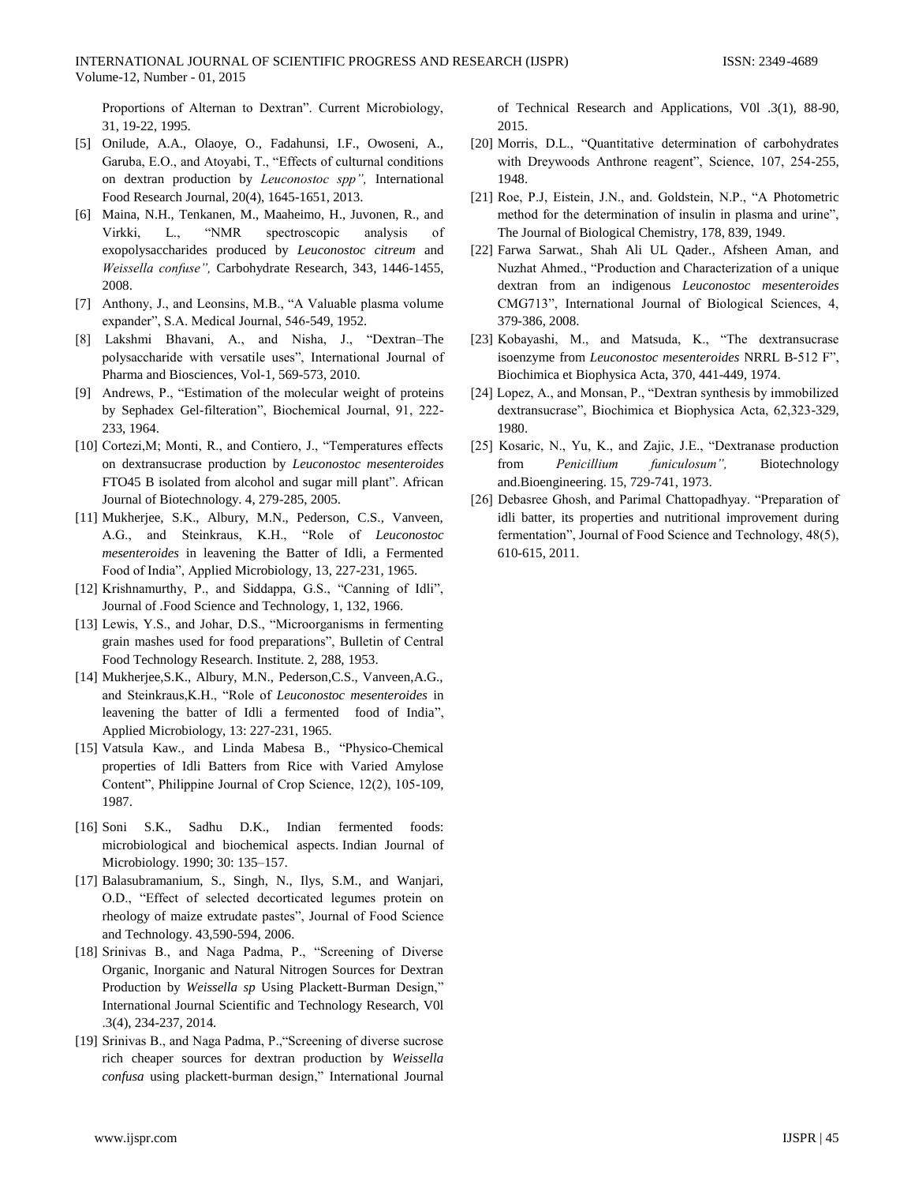Proportions of Alternan to Dextran". Current Microbiology, 31, 19-22, 1995.

[5] Onilude, A.A., Olaoye, O., Fadahunsi, I.F., Owoseni, A., Garuba, E.O., and Atoyabi, T., "Effects of culturnal conditions on dextran production by *Leuconostoc spp",* International Food Research Journal, 20(4), 1645-1651, 2013.

[6] Maina, N.H., Tenkanen, M., Maaheimo, H., Juvonen, R., and Virkki, L., "NMR spectroscopic analysis of exopolysaccharides produced by *Leuconostoc citreum* and *Weissella confuse",* Carbohydrate Research, 343, 1446-1455, 2008.

[7] Anthony, J., and Leonsins, M.B., "A Valuable plasma volume expander", S.A. Medical Journal, 546-549, 1952.

[8] Lakshmi Bhavani, A., and Nisha, J., "Dextran–The polysaccharide with versatile uses", International Journal of Pharma and Biosciences, Vol-1, 569-573, 2010.

[9] Andrews, P., "Estimation of the molecular weight of proteins by Sephadex Gel-filteration", Biochemical Journal, 91, 222-233, 1964.

[10] Cortezi,M; Monti, R., and Contiero, J., "Temperatures effects on dextransucrase production by *Leuconostoc mesenteroides* FTO45 B isolated from alcohol and sugar mill plant". African Journal of Biotechnology. 4, 279-285, 2005.

[11] Mukherjee, S.K., Albury, M.N., Pederson, C.S., Vanveen, A.G., and Steinkraus, K.H., "Role of *Leuconostoc mesenteroides* in leavening the Batter of Idli, a Fermented Food of India", Applied Microbiology, 13, 227-231, 1965.

[12] Krishnamurthy, P., and Siddappa, G.S., "Canning of Idli", Journal of .Food Science and Technology, 1, 132, 1966.

[13] Lewis, Y.S., and Johar, D.S., "Microorganisms in fermenting grain mashes used for food preparations", Bulletin of Central Food Technology Research. Institute. 2, 288, 1953.

[14] Mukherjee,S.K., Albury, M.N., Pederson,C.S., Vanveen,A.G., and Steinkraus,K.H., "Role of *Leuconostoc mesenteroides* in leavening the batter of Idli a fermented food of India", Applied Microbiology, 13: 227-231, 1965.

[15] Vatsula Kaw., and Linda Mabesa B., "Physico-Chemical properties of Idli Batters from Rice with Varied Amylose Content", Philippine Journal of Crop Science, 12(2), 105-109, 1987.

[16] Soni S.K., Sadhu D.K., Indian fermented foods: microbiological and biochemical aspects. Indian Journal of Microbiology. 1990; 30: 135–157.

[17] Balasubramanium, S., Singh, N., Ilys, S.M., and Wanjari, O.D., "Effect of selected decorticated legumes protein on rheology of maize extrudate pastes", Journal of Food Science and Technology. 43,590-594, 2006.

[18] Srinivas B., and Naga Padma, P., "Screening of Diverse Organic, Inorganic and Natural Nitrogen Sources for Dextran Production by *Weissella sp* Using Plackett-Burman Design," International Journal Scientific and Technology Research, V0l .3(4), 234-237, 2014.

[19] Srinivas B., and Naga Padma, P.,"Screening of diverse sucrose rich cheaper sources for dextran production by *Weissella confusa* using plackett-burman design," International Journal of Technical Research and Applications, V0l .3(1), 88-90, 2015.

[20] Morris, D.L., "Quantitative determination of carbohydrates with Dreywoods Anthrone reagent", Science, 107, 254-255, 1948.

[21] Roe, P.J, Eistein, J.N., and. Goldstein, N.P., "A Photometric method for the determination of insulin in plasma and urine", The Journal of Biological Chemistry, 178, 839, 1949.

[22] Farwa Sarwat., Shah Ali UL Qader., Afsheen Aman, and Nuzhat Ahmed., "Production and Characterization of a unique dextran from an indigenous *Leuconostoc mesenteroides* CMG713", International Journal of Biological Sciences, 4, 379-386, 2008.

[23] Kobayashi, M., and Matsuda, K., "The dextransucrase isoenzyme from *Leuconostoc mesenteroides* NRRL B-512 F", Biochimica et Biophysica Acta, 370, 441-449, 1974.

[24] Lopez, A., and Monsan, P., "Dextran synthesis by immobilized dextransucrase", Biochimica et Biophysica Acta, 62,323-329, 1980.

[25] Kosaric, N., Yu, K., and Zajic, J.E., "Dextranase production from *Penicillium funiculosum",* Biotechnology and.Bioengineering. 15, 729-741, 1973.

[26] Debasree Ghosh, and Parimal Chattopadhyay. "Preparation of idli batter, its properties and nutritional improvement during fermentation", Journal of Food Science and Technology, 48(5), 610-615, 2011.